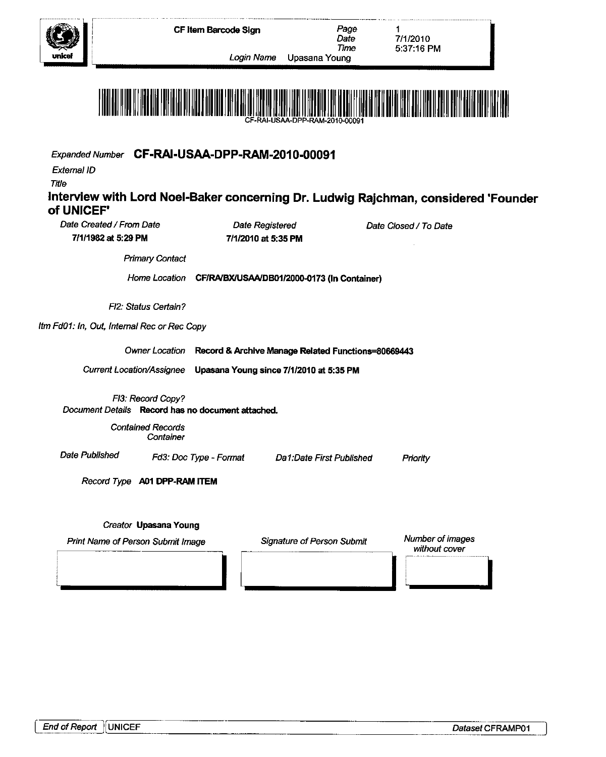**CF Item Barcode Sign**

*Page* 1
*Date* 7/1/2010
*Time* 5:37:16 PM
*Login Name* Upasana Young

CF-RAI-USAA-DPP-RAM-2010-00091

*Expanded Number* **CF-RAI-USAA-DPP-RAM-2010-00091**

*External ID*

*Title*

## Interview with Lord Noel-Baker concerning Dr. Ludwig Rajchman, considered 'Founder of UNICEF'

| *Date Created / From Date* | *Date Registered* | *Date Closed / To Date* |
|---|---|---|
| **7/1/1982 at 5:29 PM** | **7/1/2010 at 5:35 PM** | |

*Primary Contact*

*Home Location* **CF/RA/BX/USAA/DB01/2000-0173 (In Container)**

*Fl2: Status Certain?*

*Itm Fd01: In, Out, Internal Rec or Rec Copy*

*Owner Location* **Record & Archive Manage Related Functions=80669443**

*Current Location/Assignee* **Upasana Young since 7/1/2010 at 5:35 PM**

*Fl3: Record Copy?*

*Document Details* **Record has no document attached.**

*Contained Records*
*Container*

| *Date Published* | *Fd3: Doc Type - Format* | *Da1:Date First Published* | *Priority* |
|---|---|---|---|
| | | | |

*Record Type* **A01 DPP-RAM ITEM**

*Creator* **Upasana Young**

| *Print Name of Person Submit Image* | *Signature of Person Submit* | *Number of images without cover* |
|---|---|---|
| | | |

End of Report | UNICEF | *Dataset* CFRAMP01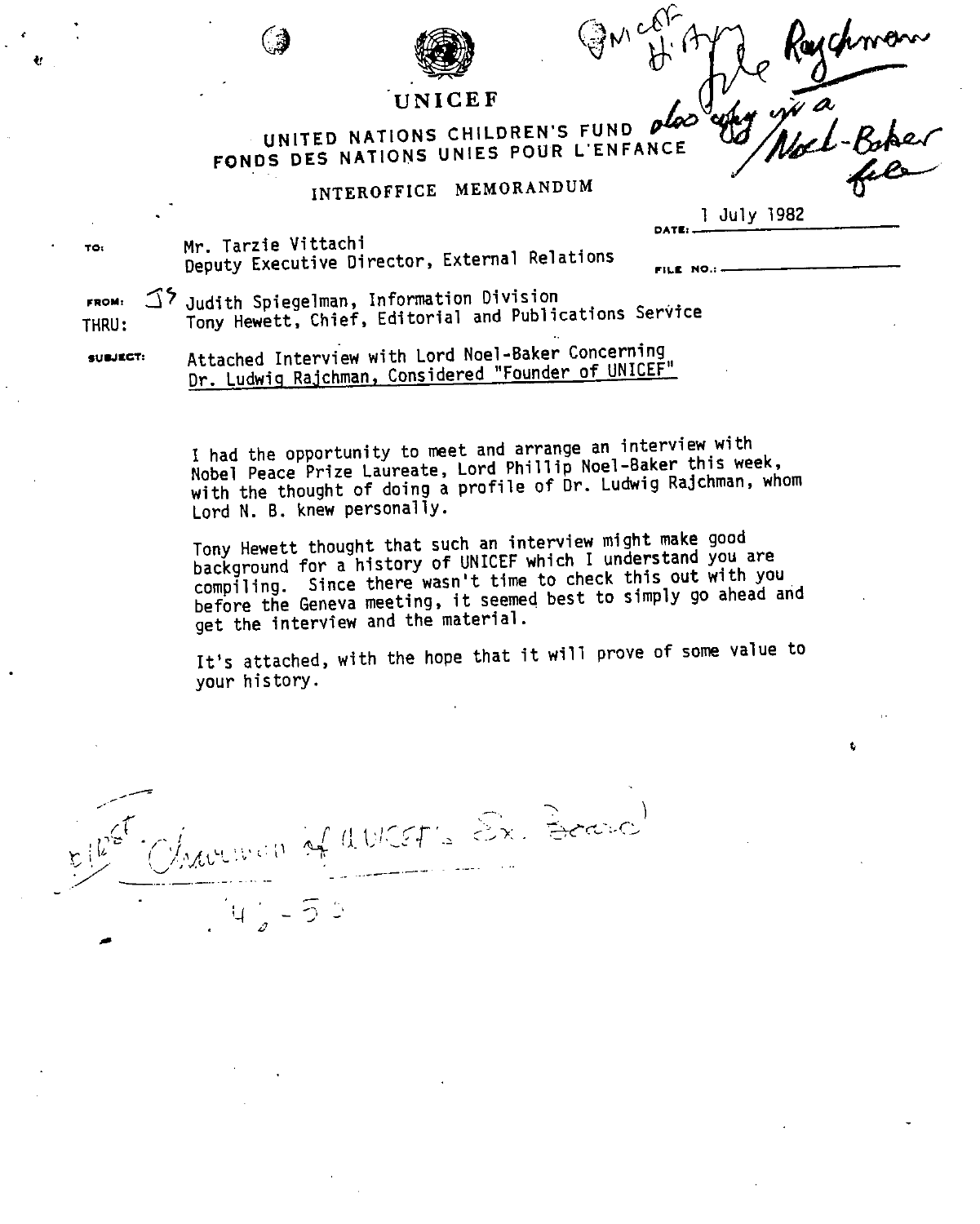UNICEF

UNITED NATIONS CHILDREN'S FUND
FONDS DES NATIONS UNIES POUR L'ENFANCE

INTEROFFICE MEMORANDUM

UNICEF History
File Raychman
also copy in a Noel-Baker file

DATE: 1 July 1982

FILE NO.:

TO: Mr. Tarzie Vittachi
Deputy Executive Director, External Relations

FROM: JS Judith Spiegelman, Information Division

THRU: Tony Hewett, Chief, Editorial and Publications Service

SUBJECT: Attached Interview with Lord Noel-Baker Concerning Dr. Ludwig Rajchman, Considered "Founder of UNICEF"

I had the opportunity to meet and arrange an interview with Nobel Peace Prize Laureate, Lord Phillip Noel-Baker this week, with the thought of doing a profile of Dr. Ludwig Rajchman, whom Lord N. B. knew personally.

Tony Hewett thought that such an interview might make good background for a history of UNICEF which I understand you are compiling. Since there wasn't time to check this out with you before the Geneva meeting, it seemed best to simply go ahead and get the interview and the material.

It's attached, with the hope that it will prove of some value to your history.

first Chairman of UNICEF's Ex. Board
'46 - 50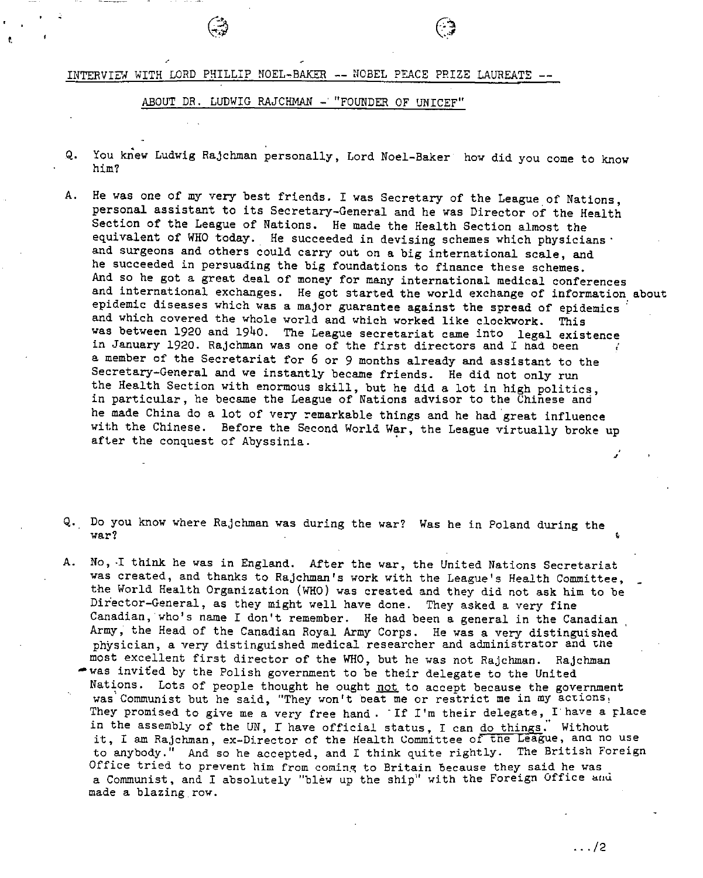INTERVIEW WITH LORD PHILLIP NOEL-BAKER -- NOBEL PEACE PRIZE LAUREATE --

ABOUT DR. LUDWIG RAJCHMAN - "FOUNDER OF UNICEF"

Q. You knew Ludwig Rajchman personally, Lord Noel-Baker how did you come to know him?

A. He was one of my very best friends. I was Secretary of the League of Nations, personal assistant to its Secretary-General and he was Director of the Health Section of the League of Nations. He made the Health Section almost the equivalent of WHO today. He succeeded in devising schemes which physicians and surgeons and others could carry out on a big international scale, and he succeeded in persuading the big foundations to finance these schemes. And so he got a great deal of money for many international medical conferences and international exchanges. He got started the world exchange of information about epidemic diseases which was a major guarantee against the spread of epidemics and which covered the whole world and which worked like clockwork. This was between 1920 and 1940. The League secretariat came into legal existence in January 1920. Rajchman was one of the first directors and I had been a member of the Secretariat for 6 or 9 months already and assistant to the Secretary-General and we instantly became friends. He did not only run the Health Section with enormous skill, but he did a lot in high politics, in particular, he became the League of Nations advisor to the Chinese and he made China do a lot of very remarkable things and he had great influence with the Chinese. Before the Second World War, the League virtually broke up after the conquest of Abyssinia.

Q. Do you know where Rajchman was during the war? Was he in Poland during the war?

A. No, I think he was in England. After the war, the United Nations Secretariat was created, and thanks to Rajchman's work with the League's Health Committee, the World Health Organization (WHO) was created and they did not ask him to be Director-General, as they might well have done. They asked a very fine Canadian, who's name I don't remember. He had been a general in the Canadian Army, the Head of the Canadian Royal Army Corps. He was a very distinguished physician, a very distinguished medical researcher and administrator and the most excellent first director of the WHO, but he was not Rajchman. Rajchman was invited by the Polish government to be their delegate to the United Nations. Lots of people thought he ought <u>not</u> to accept because the government was Communist but he said, "They won't beat me or restrict me in my actions. They promised to give me a very free hand. If I'm their delegate, I have a place in the assembly of the UN, I have official status, I can <u>do things</u>." Without it, I am Rajchman, ex-Director of the Health Committee of the League, and no use to anybody." And so he accepted, and I think quite rightly. The British Foreign Office tried to prevent him from coming to Britain because they said he was a Communist, and I absolutely "blew up the ship" with the Foreign Office and made a blazing row.

.../2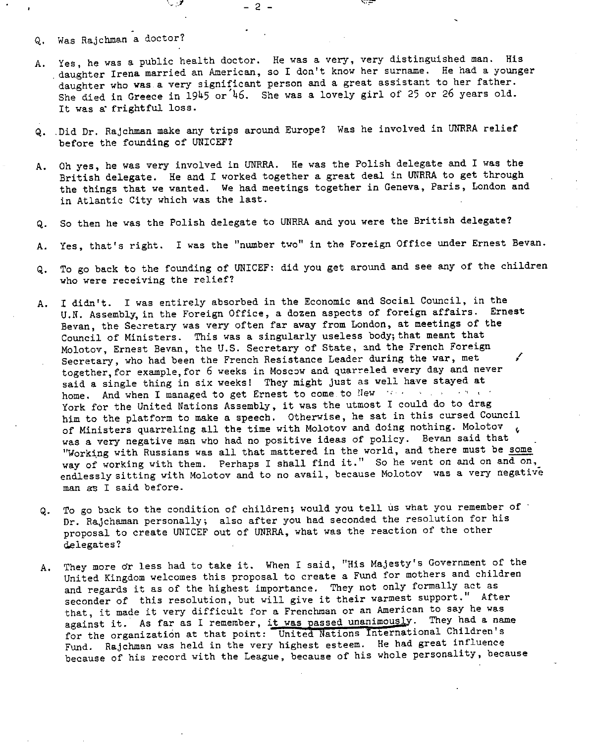Q. Was Rajchman a doctor?

A. Yes, he was a public health doctor. He was a very, very distinguished man. His daughter Irena married an American, so I don't know her surname. He had a younger daughter who was a very significant person and a great assistant to her father. She died in Greece in 1945 or '46. She was a lovely girl of 25 or 26 years old. It was a frightful loss.

Q. Did Dr. Rajchman make any trips around Europe? Was he involved in UNRRA relief before the founding of UNICEF?

A. Oh yes, he was very involved in UNRRA. He was the Polish delegate and I was the British delegate. He and I worked together a great deal in UNRRA to get through the things that we wanted. We had meetings together in Geneva, Paris, London and in Atlantic City which was the last.

Q. So then he was the Polish delegate to UNRRA and you were the British delegate?

A. Yes, that's right. I was the "number two" in the Foreign Office under Ernest Bevan.

Q. To go back to the founding of UNICEF: did you get around and see any of the children who were receiving the relief?

A. I didn't. I was entirely absorbed in the Economic and Social Council, in the U.N. Assembly, in the Foreign Office, a dozen aspects of foreign affairs. Ernest Bevan, the Secretary was very often far away from London, at meetings of the Council of Ministers. This was a singularly useless body; that meant that Molotov, Ernest Bevan, the U.S. Secretary of State, and the French Foreign Secretary, who had been the French Resistance Leader during the war, met together, for example, for 6 weeks in Moscow and quarreled every day and never said a single thing in six weeks! They might just as well have stayed at home. And when I managed to get Ernest to come to New York for the United Nations Assembly, it was the utmost I could do to drag him to the platform to make a speech. Otherwise, he sat in this cursed Council of Ministers quarreling all the time with Molotov and doing nothing. Molotov was a very negative man who had no positive ideas of policy. Bevan said that "Working with Russians was all that mattered in the world, and there must be <u>some</u> way of working with them. Perhaps I shall find it." So he went on and on and on, endlessly sitting with Molotov and to no avail, because Molotov was a very negative man as I said before.

Q. To go back to the condition of children; would you tell us what you remember of Dr. Rajchaman personally; also after you had seconded the resolution for his proposal to create UNICEF out of UNRRA, what was the reaction of the other delegates?

A. They more or less had to take it. When I said, "His Majesty's Government of the United Kingdom welcomes this proposal to create a Fund for mothers and children and regards it as of the highest importance. They not only formally act as seconder of this resolution, but will give it their warmest support." After that, it made it very difficult for a Frenchman or an American to say he was against it. As far as I remember, <u>it was passed unanimously</u>. They had a name for the organization at that point: United Nations International Children's Fund. Rajchman was held in the very highest esteem. He had great influence because of his record with the League, because of his whole personality, because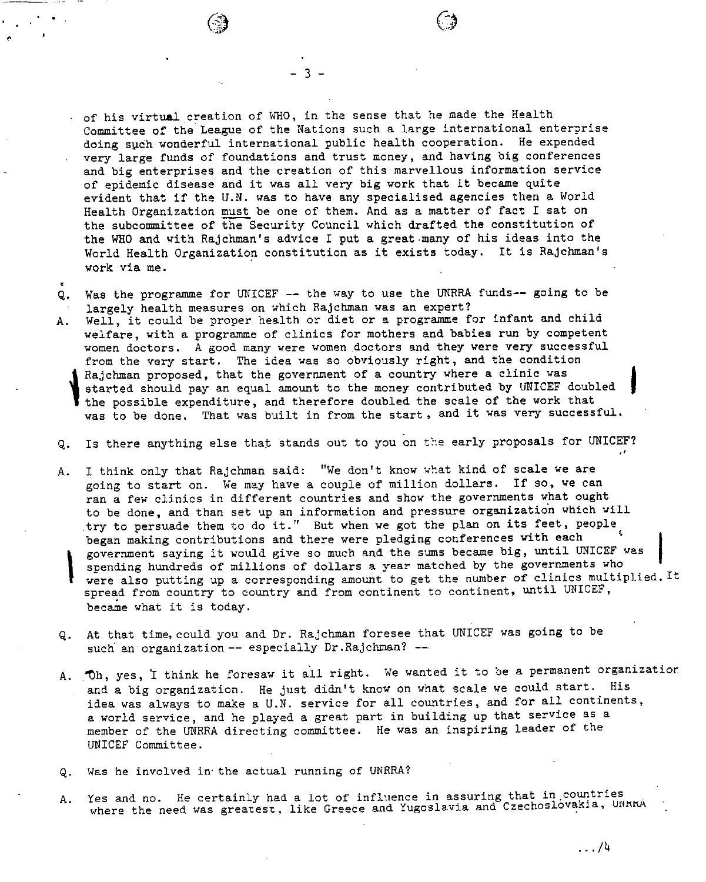of his virtual creation of WHO, in the sense that he made the Health Committee of the League of the Nations such a large international enterprise doing such wonderful international public health cooperation. He expended very large funds of foundations and trust money, and having big conferences and big enterprises and the creation of this marvellous information service of epidemic disease and it was all very big work that it became quite evident that if the U.N. was to have any specialised agencies then a World Health Organization must be one of them. And as a matter of fact I sat on the subcommittee of the Security Council which drafted the constitution of the WHO and with Rajchman's advice I put a great many of his ideas into the World Health Organization constitution as it exists today. It is Rajchman's work via me.

Q. Was the programme for UNICEF -- the way to use the UNRRA funds-- going to be largely health measures on which Rajchman was an expert?

A. Well, it could be proper health or diet or a programme for infant and child welfare, with a programme of clinics for mothers and babies run by competent women doctors. A good many were women doctors and they were very successful from the very start. The idea was so obviously right, and the condition Rajchman proposed, that the government of a country where a clinic was started should pay an equal amount to the money contributed by UNICEF doubled the possible expenditure, and therefore doubled the scale of the work that was to be done. That was built in from the start, and it was very successful.

Q. Is there anything else that stands out to you on the early proposals for UNICEF?

A. I think only that Rajchman said: "We don't know what kind of scale we are going to start on. We may have a couple of million dollars. If so, we can ran a few clinics in different countries and show the governments what ought to be done, and than set up an information and pressure organization which will try to persuade them to do it." But when we got the plan on its feet, people began making contributions and there were pledging conferences with each government saying it would give so much and the sums became big, until UNICEF was spending hundreds of millions of dollars a year matched by the governments who were also putting up a corresponding amount to get the number of clinics multiplied. It spread from country to country and from continent to continent, until UNICEF, became what it is today.

Q. At that time, could you and Dr. Rajchman foresee that UNICEF was going to be such an organization -- especially Dr.Rajchman? --

A. Oh, yes, I think he foresaw it all right. We wanted it to be a permanent organization and a big organization. He just didn't know on what scale we could start. His idea was always to make a U.N. service for all countries, and for all continents, a world service, and he played a great part in building up that service as a member of the UNRRA directing committee. He was an inspiring leader of the UNICEF Committee.

Q. Was he involved in the actual running of UNRRA?

A. Yes and no. He certainly had a lot of influence in assuring that in countries where the need was greatest, like Greece and Yugoslavia and Czechoslovakia, UNRRA

.../4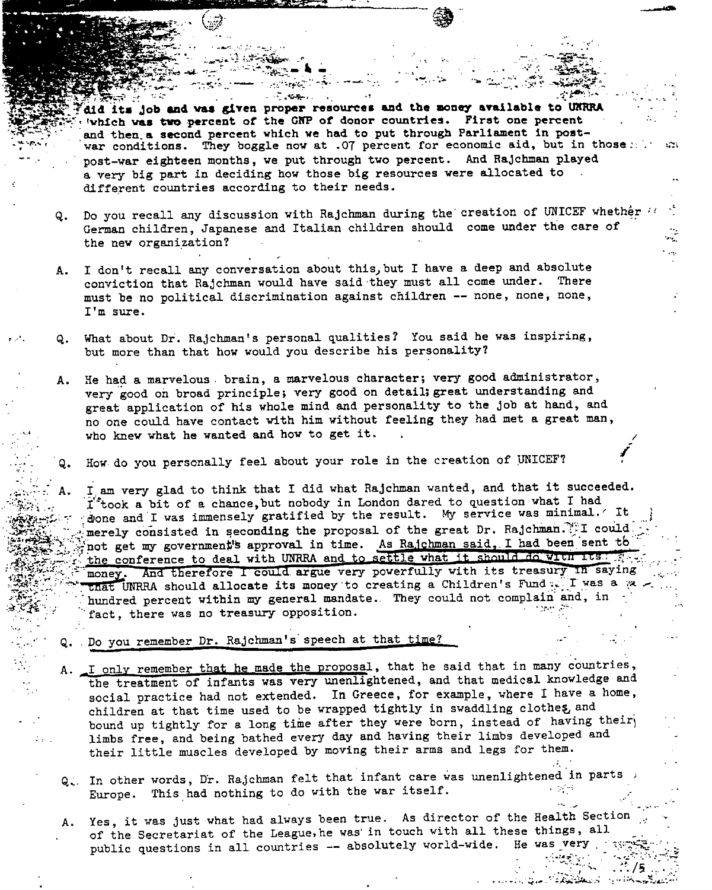did its job and was given proper resources and the money available to UNRRA which was two percent of the GNP of donor countries. First one percent and then a second percent which we had to put through Parliament in post-war conditions. They boggle now at .07 percent for economic aid, but in those post-war eighteen months, we put through two percent. And Rajchman played a very big part in deciding how those big resources were allocated to different countries according to their needs.

Q. Do you recall any discussion with Rajchman during the creation of UNICEF whether German children, Japanese and Italian children should come under the care of the new organization?

A. I don't recall any conversation about this, but I have a deep and absolute conviction that Rajchman would have said they must all come under. There must be no political discrimination against children -- none, none, none, I'm sure.

Q. What about Dr. Rajchman's personal qualities? You said he was inspiring, but more than that how would you describe his personality?

A. He had a marvelous brain, a marvelous character; very good administrator, very good on broad principle; very good on detail; great understanding and great application of his whole mind and personality to the job at hand, and no one could have contact with him without feeling they had met a great man, who knew what he wanted and how to get it.

Q. How do you personally feel about your role in the creation of UNICEF?

A. I am very glad to think that I did what Rajchman wanted, and that it succeeded. I took a bit of a chance, but nobody in London dared to question what I had done and I was immensely gratified by the result. My service was minimal. It merely consisted in seconding the proposal of the great Dr. Rajchman. I could not get my government's approval in time. As Rajchman said, I had been sent to the conference to deal with UNRRA and to settle what it should do with its money. And therefore I could argue very powerfully with its treasury in saying that UNRRA should allocate its money to creating a Children's Fund. I was a hundred percent within my general mandate. They could not complain and, in fact, there was no treasury opposition.

Q. Do you remember Dr. Rajchman's speech at that time?

A. I only remember that he made the proposal, that he said that in many countries, the treatment of infants was very unenlightened, and that medical knowledge and social practice had not extended. In Greece, for example, where I have a home, children at that time used to be wrapped tightly in swaddling clothes, and bound up tightly for a long time after they were born, instead of having their limbs free, and being bathed every day and having their limbs developed and their little muscles developed by moving their arms and legs for them.

Q. In other words, Dr. Rajchman felt that infant care was unenlightened in parts Europe. This had nothing to do with the war itself.

A. Yes, it was just what had always been true. As director of the Health Section of the Secretariat of the League, he was in touch with all these things, all public questions in all countries -- absolutely world-wide. He was very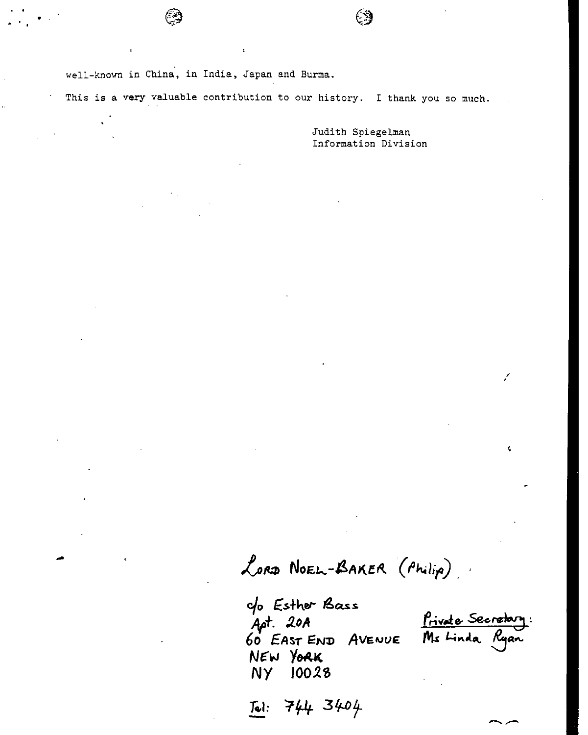well-known in China, in India, Japan and Burma.

This is a very valuable contribution to our history. I thank you so much.

Judith Spiegelman
Information Division

LORD NOEL-BAKER (Philip).

c/o Esther Bass
Apt. 20A
60 EAST END AVENUE
NEW YORK
NY 10028

Private Secretary: Ms Linda Ryan

Tel: 744 3404